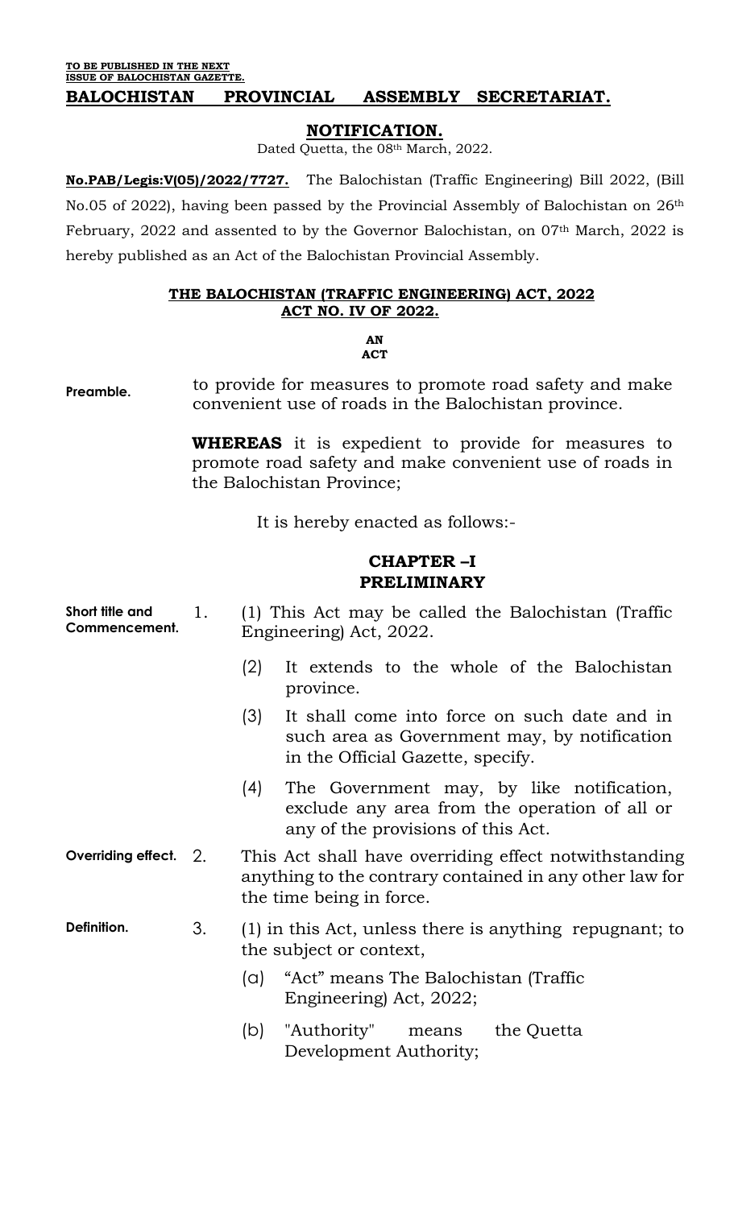**TO BE PUBLISHED IN THE NEXT ISSUE OF BALOCHISTAN GAZETTE.**

**BALOCHISTAN PROVINCIAL ASSEMBLY SECRETARIAT.**

## NOTIFICATION.

Dated Quetta, the 08th March, 2022.

**No.PAB/Legis:V(05)/2022/7727.** The Balochistan (Traffic Engineering) Bill 2022, (Bill No.05 of 2022), having been passed by the Provincial Assembly of Balochistan on 26th February, 2022 and assented to by the Governor Balochistan, on 07th March, 2022 is hereby published as an Act of the Balochistan Provincial Assembly.

## THE BALOCHISTAN (TRAFFIC ENGINEERING) ACT, 2022
## ACT NO. IV OF 2022.

**AN**
**ACT**

**Preamble.** to provide for measures to promote road safety and make convenient use of roads in the Balochistan province.

**WHEREAS** it is expedient to provide for measures to promote road safety and make convenient use of roads in the Balochistan Province;

It is hereby enacted as follows:-

## CHAPTER –I
## PRELIMINARY

**Short title and Commencement.**

1. (1) This Act may be called the Balochistan (Traffic Engineering) Act, 2022.

   (2) It extends to the whole of the Balochistan province.

   (3) It shall come into force on such date and in such area as Government may, by notification in the Official Gazette, specify.

   (4) The Government may, by like notification, exclude any area from the operation of all or any of the provisions of this Act.

**Overriding effect.**

2. This Act shall have overriding effect notwithstanding anything to the contrary contained in any other law for the time being in force.

**Definition.**

3. (1) in this Act, unless there is anything repugnant; to the subject or context,

   (a) "Act" means The Balochistan (Traffic Engineering) Act, 2022;

   (b) "Authority" means the Quetta Development Authority;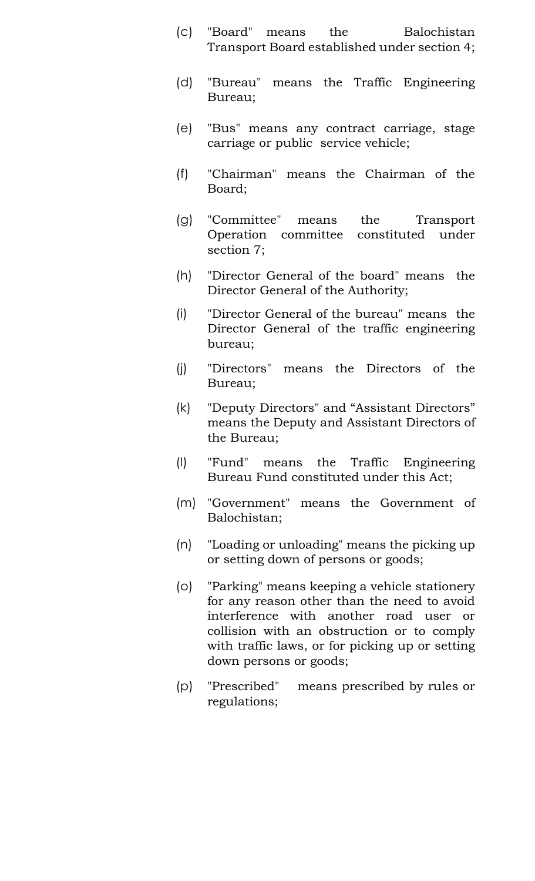(c) "Board" means the Balochistan Transport Board established under section 4;

(d) "Bureau" means the Traffic Engineering Bureau;

(e) "Bus" means any contract carriage, stage carriage or public service vehicle;

(f) "Chairman" means the Chairman of the Board;

(g) "Committee" means the Transport Operation committee constituted under section 7;

(h) "Director General of the board" means the Director General of the Authority;

(i) "Director General of the bureau" means the Director General of the traffic engineering bureau;

(j) "Directors" means the Directors of the Bureau;

(k) "Deputy Directors" and "Assistant Directors" means the Deputy and Assistant Directors of the Bureau;

(l) "Fund" means the Traffic Engineering Bureau Fund constituted under this Act;

(m) "Government" means the Government of Balochistan;

(n) "Loading or unloading" means the picking up or setting down of persons or goods;

(o) "Parking" means keeping a vehicle stationery for any reason other than the need to avoid interference with another road user or collision with an obstruction or to comply with traffic laws, or for picking up or setting down persons or goods;

(p) "Prescribed" means prescribed by rules or regulations;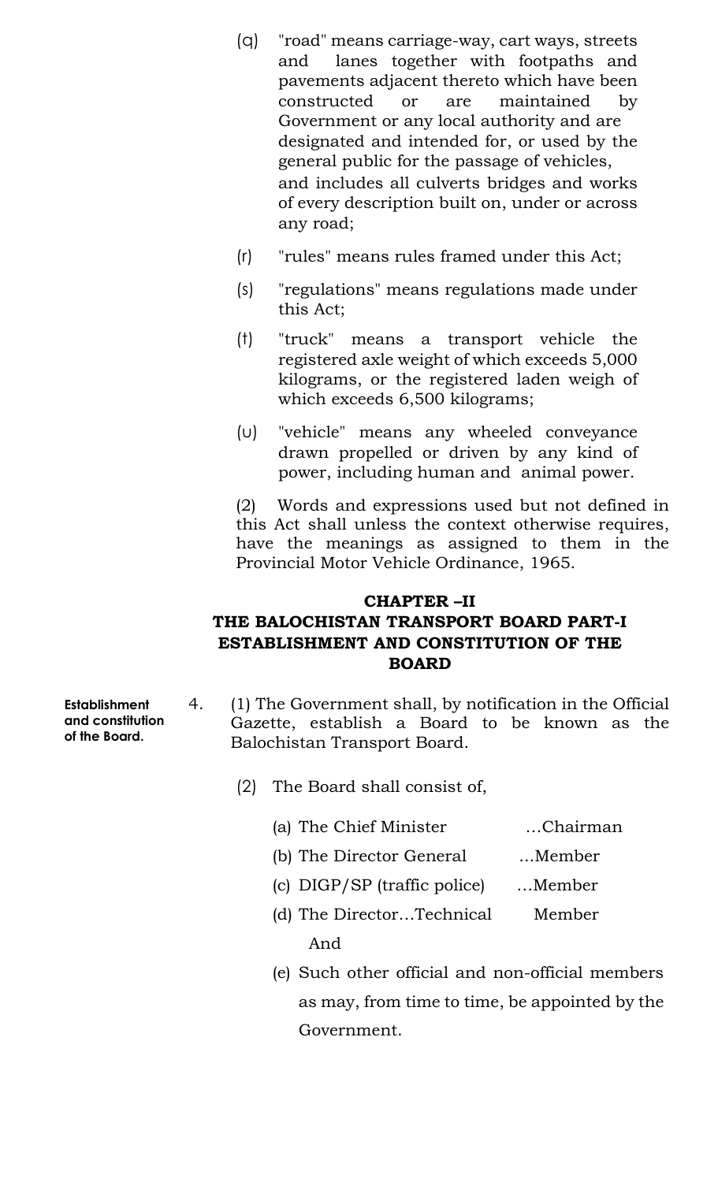(q) "road" means carriage-way, cart ways, streets and lanes together with footpaths and pavements adjacent thereto which have been constructed or are maintained by Government or any local authority and are designated and intended for, or used by the general public for the passage of vehicles, and includes all culverts bridges and works of every description built on, under or across any road;

(r) "rules" means rules framed under this Act;

(s) "regulations" means regulations made under this Act;

(t) "truck" means a transport vehicle the registered axle weight of which exceeds 5,000 kilograms, or the registered laden weigh of which exceeds 6,500 kilograms;

(u) "vehicle" means any wheeled conveyance drawn propelled or driven by any kind of power, including human and animal power.

(2) Words and expressions used but not defined in this Act shall unless the context otherwise requires, have the meanings as assigned to them in the Provincial Motor Vehicle Ordinance, 1965.

## CHAPTER –II
## THE BALOCHISTAN TRANSPORT BOARD PART-I
## ESTABLISHMENT AND CONSTITUTION OF THE BOARD

**Establishment and constitution of the Board.**

4. (1) The Government shall, by notification in the Official Gazette, establish a Board to be known as the Balochistan Transport Board.

(2) The Board shall consist of,

(a) The Chief Minister …Chairman

(b) The Director General …Member

(c) DIGP/SP (traffic police) …Member

(d) The Director…Technical Member

And

(e) Such other official and non-official members as may, from time to time, be appointed by the Government.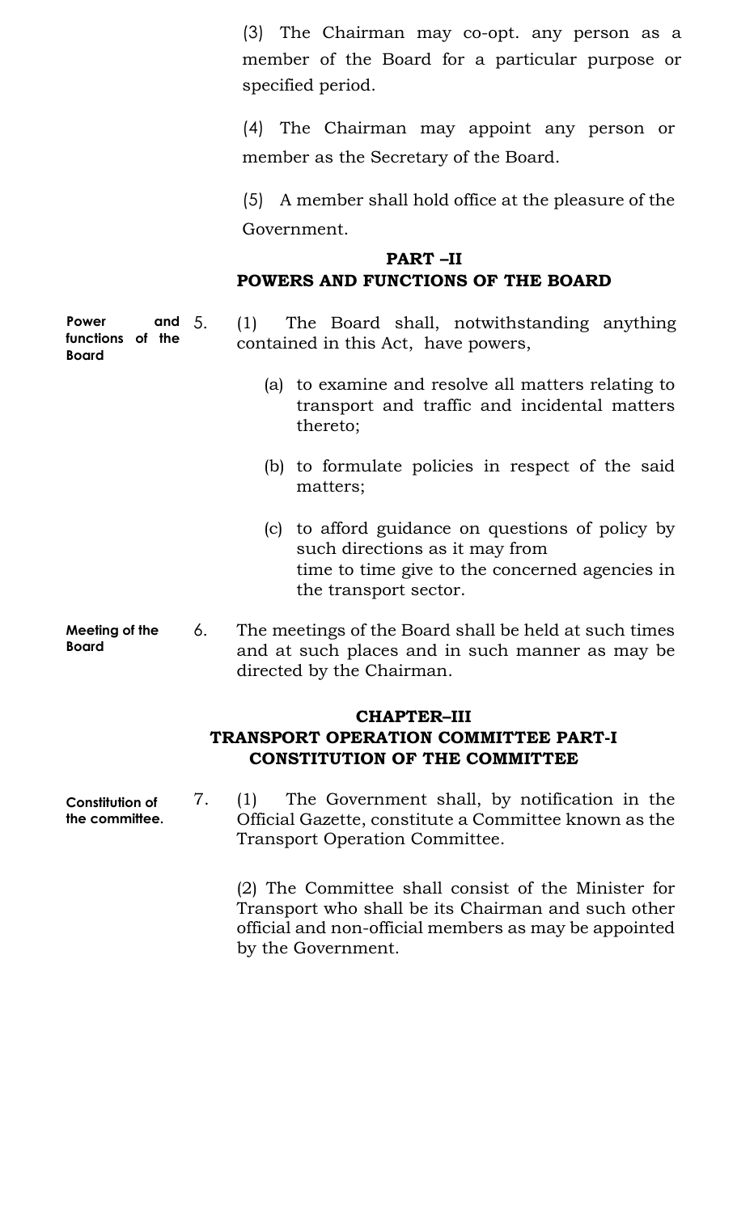(3) The Chairman may co-opt. any person as a member of the Board for a particular purpose or specified period.

(4) The Chairman may appoint any person or member as the Secretary of the Board.

(5) A member shall hold office at the pleasure of the Government.

## PART –II
## POWERS AND FUNCTIONS OF THE BOARD

**Power and functions of the Board**

5. (1) The Board shall, notwithstanding anything contained in this Act, have powers,

   (a) to examine and resolve all matters relating to transport and traffic and incidental matters thereto;

   (b) to formulate policies in respect of the said matters;

   (c) to afford guidance on questions of policy by such directions as it may from time to time give to the concerned agencies in the transport sector.

**Meeting of the Board**

6. The meetings of the Board shall be held at such times and at such places and in such manner as may be directed by the Chairman.

## CHAPTER–III
## TRANSPORT OPERATION COMMITTEE PART-I
## CONSTITUTION OF THE COMMITTEE

**Constitution of the committee.**

7. (1) The Government shall, by notification in the Official Gazette, constitute a Committee known as the Transport Operation Committee.

(2) The Committee shall consist of the Minister for Transport who shall be its Chairman and such other official and non-official members as may be appointed by the Government.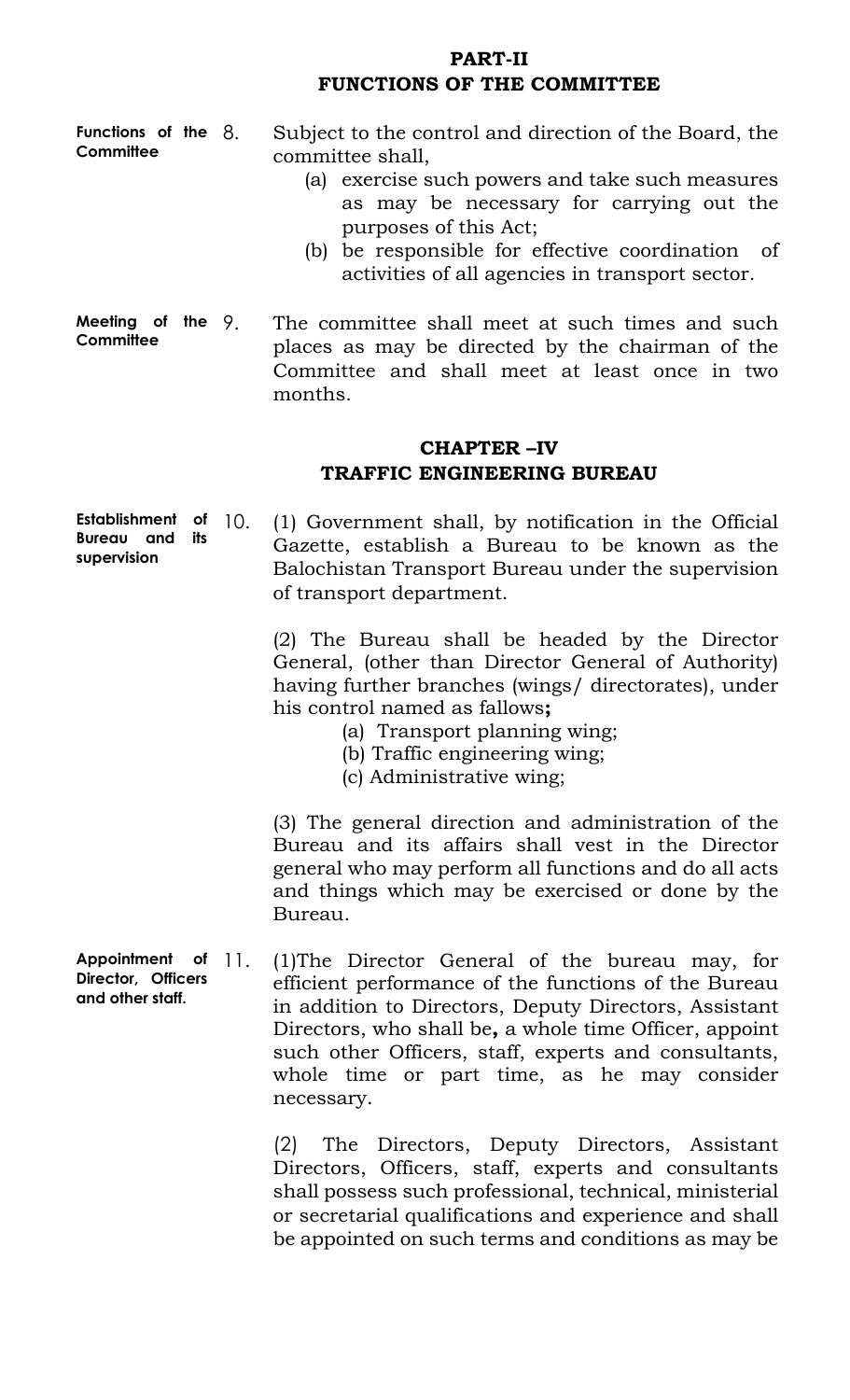## PART-II
## FUNCTIONS OF THE COMMITTEE

**Functions of the Committee**

8. Subject to the control and direction of the Board, the committee shall,

   (a) exercise such powers and take such measures as may be necessary for carrying out the purposes of this Act;

   (b) be responsible for effective coordination of activities of all agencies in transport sector.

**Meeting of the Committee**

9. The committee shall meet at such times and such places as may be directed by the chairman of the Committee and shall meet at least once in two months.

## CHAPTER –IV
## TRAFFIC ENGINEERING BUREAU

**Establishment of Bureau and its supervision**

10. (1) Government shall, by notification in the Official Gazette, establish a Bureau to be known as the Balochistan Transport Bureau under the supervision of transport department.

(2) The Bureau shall be headed by the Director General, (other than Director General of Authority) having further branches (wings/ directorates), under his control named as fallows**;**

   (a) Transport planning wing;

   (b) Traffic engineering wing;

   (c) Administrative wing;

(3) The general direction and administration of the Bureau and its affairs shall vest in the Director general who may perform all functions and do all acts and things which may be exercised or done by the Bureau.

**Appointment of Director, Officers and other staff.**

11. (1)The Director General of the bureau may, for efficient performance of the functions of the Bureau in addition to Directors, Deputy Directors, Assistant Directors, who shall be**,** a whole time Officer, appoint such other Officers, staff, experts and consultants, whole time or part time, as he may consider necessary.

(2) The Directors, Deputy Directors, Assistant Directors, Officers, staff, experts and consultants shall possess such professional, technical, ministerial or secretarial qualifications and experience and shall be appointed on such terms and conditions as may be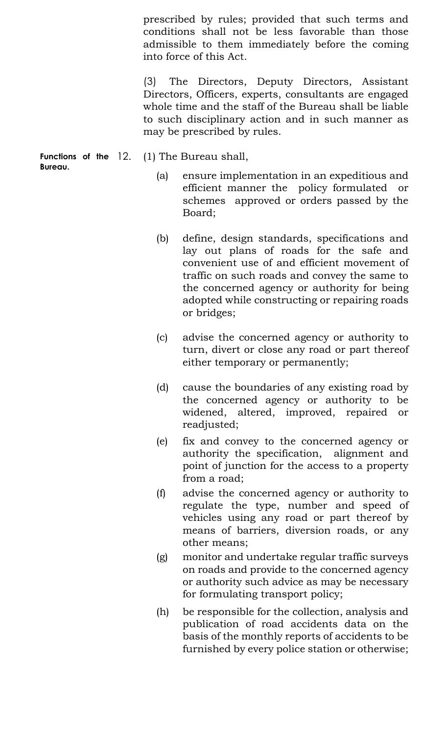prescribed by rules; provided that such terms and conditions shall not be less favorable than those admissible to them immediately before the coming into force of this Act.

(3) The Directors, Deputy Directors, Assistant Directors, Officers, experts, consultants are engaged whole time and the staff of the Bureau shall be liable to such disciplinary action and in such manner as may be prescribed by rules.

**Functions of the Bureau.**

12. (1) The Bureau shall,

(a) ensure implementation in an expeditious and efficient manner the policy formulated or schemes approved or orders passed by the Board;

(b) define, design standards, specifications and lay out plans of roads for the safe and convenient use of and efficient movement of traffic on such roads and convey the same to the concerned agency or authority for being adopted while constructing or repairing roads or bridges;

(c) advise the concerned agency or authority to turn, divert or close any road or part thereof either temporary or permanently;

(d) cause the boundaries of any existing road by the concerned agency or authority to be widened, altered, improved, repaired or readjusted;

(e) fix and convey to the concerned agency or authority the specification, alignment and point of junction for the access to a property from a road;

(f) advise the concerned agency or authority to regulate the type, number and speed of vehicles using any road or part thereof by means of barriers, diversion roads, or any other means;

(g) monitor and undertake regular traffic surveys on roads and provide to the concerned agency or authority such advice as may be necessary for formulating transport policy;

(h) be responsible for the collection, analysis and publication of road accidents data on the basis of the monthly reports of accidents to be furnished by every police station or otherwise;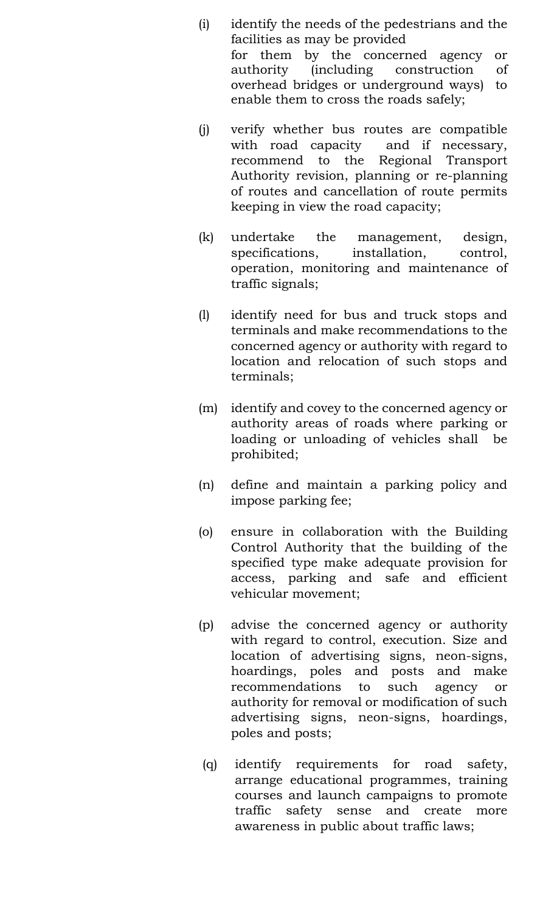(i) identify the needs of the pedestrians and the facilities as may be provided for them by the concerned agency or authority (including construction of overhead bridges or underground ways) to enable them to cross the roads safely;

(j) verify whether bus routes are compatible with road capacity and if necessary, recommend to the Regional Transport Authority revision, planning or re-planning of routes and cancellation of route permits keeping in view the road capacity;

(k) undertake the management, design, specifications, installation, control, operation, monitoring and maintenance of traffic signals;

(l) identify need for bus and truck stops and terminals and make recommendations to the concerned agency or authority with regard to location and relocation of such stops and terminals;

(m) identify and covey to the concerned agency or authority areas of roads where parking or loading or unloading of vehicles shall be prohibited;

(n) define and maintain a parking policy and impose parking fee;

(o) ensure in collaboration with the Building Control Authority that the building of the specified type make adequate provision for access, parking and safe and efficient vehicular movement;

(p) advise the concerned agency or authority with regard to control, execution. Size and location of advertising signs, neon-signs, hoardings, poles and posts and make recommendations to such agency or authority for removal or modification of such advertising signs, neon-signs, hoardings, poles and posts;

(q) identify requirements for road safety, arrange educational programmes, training courses and launch campaigns to promote traffic safety sense and create more awareness in public about traffic laws;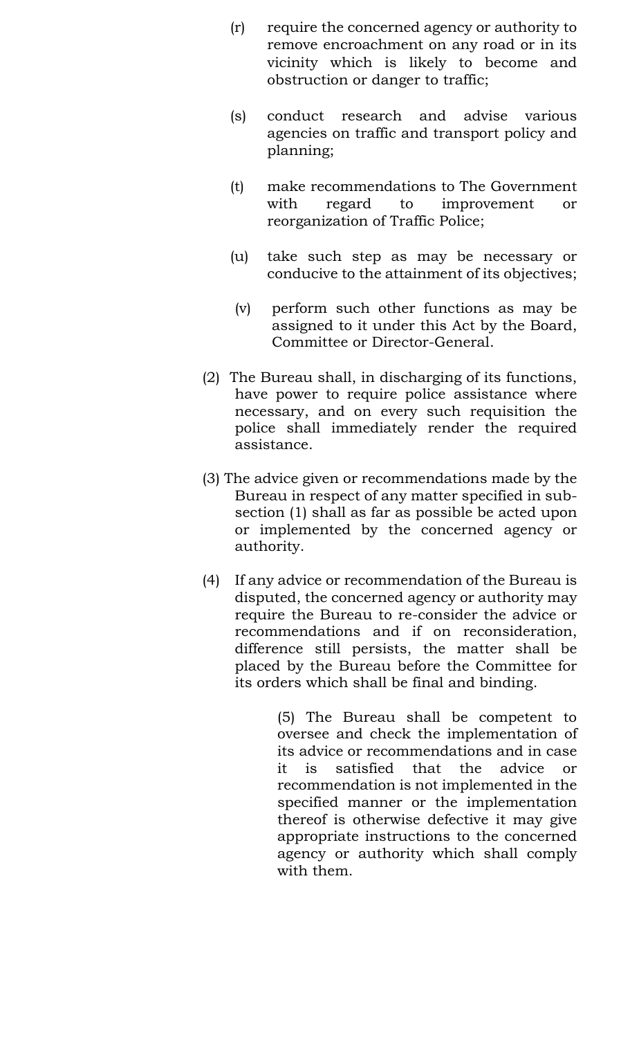(r) require the concerned agency or authority to remove encroachment on any road or in its vicinity which is likely to become and obstruction or danger to traffic;

(s) conduct research and advise various agencies on traffic and transport policy and planning;

(t) make recommendations to The Government with regard to improvement or reorganization of Traffic Police;

(u) take such step as may be necessary or conducive to the attainment of its objectives;

(v) perform such other functions as may be assigned to it under this Act by the Board, Committee or Director-General.

(2) The Bureau shall, in discharging of its functions, have power to require police assistance where necessary, and on every such requisition the police shall immediately render the required assistance.

(3) The advice given or recommendations made by the Bureau in respect of any matter specified in sub-section (1) shall as far as possible be acted upon or implemented by the concerned agency or authority.

(4) If any advice or recommendation of the Bureau is disputed, the concerned agency or authority may require the Bureau to re-consider the advice or recommendations and if on reconsideration, difference still persists, the matter shall be placed by the Bureau before the Committee for its orders which shall be final and binding.

(5) The Bureau shall be competent to oversee and check the implementation of its advice or recommendations and in case it is satisfied that the advice or recommendation is not implemented in the specified manner or the implementation thereof is otherwise defective it may give appropriate instructions to the concerned agency or authority which shall comply with them.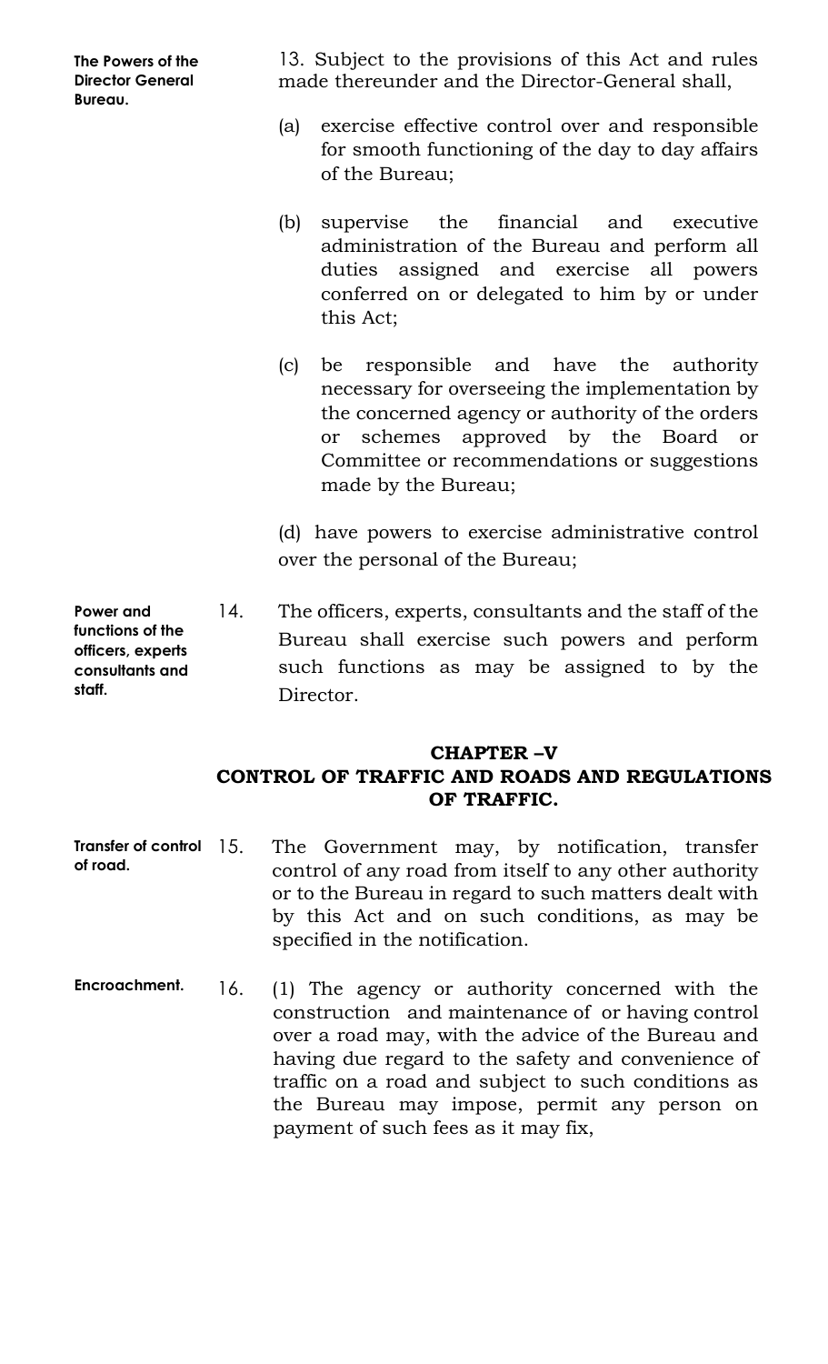**The Powers of the Director General Bureau.**

13. Subject to the provisions of this Act and rules made thereunder and the Director-General shall,

(a) exercise effective control over and responsible for smooth functioning of the day to day affairs of the Bureau;

(b) supervise the financial and executive administration of the Bureau and perform all duties assigned and exercise all powers conferred on or delegated to him by or under this Act;

(c) be responsible and have the authority necessary for overseeing the implementation by the concerned agency or authority of the orders or schemes approved by the Board or Committee or recommendations or suggestions made by the Bureau;

(d) have powers to exercise administrative control over the personal of the Bureau;

**Power and functions of the officers, experts consultants and staff.**

14. The officers, experts, consultants and the staff of the Bureau shall exercise such powers and perform such functions as may be assigned to by the Director.

## CHAPTER –V
## CONTROL OF TRAFFIC AND ROADS AND REGULATIONS OF TRAFFIC.

**Transfer of control of road.**

15. The Government may, by notification, transfer control of any road from itself to any other authority or to the Bureau in regard to such matters dealt with by this Act and on such conditions, as may be specified in the notification.

**Encroachment.**

16. (1) The agency or authority concerned with the construction and maintenance of or having control over a road may, with the advice of the Bureau and having due regard to the safety and convenience of traffic on a road and subject to such conditions as the Bureau may impose, permit any person on payment of such fees as it may fix,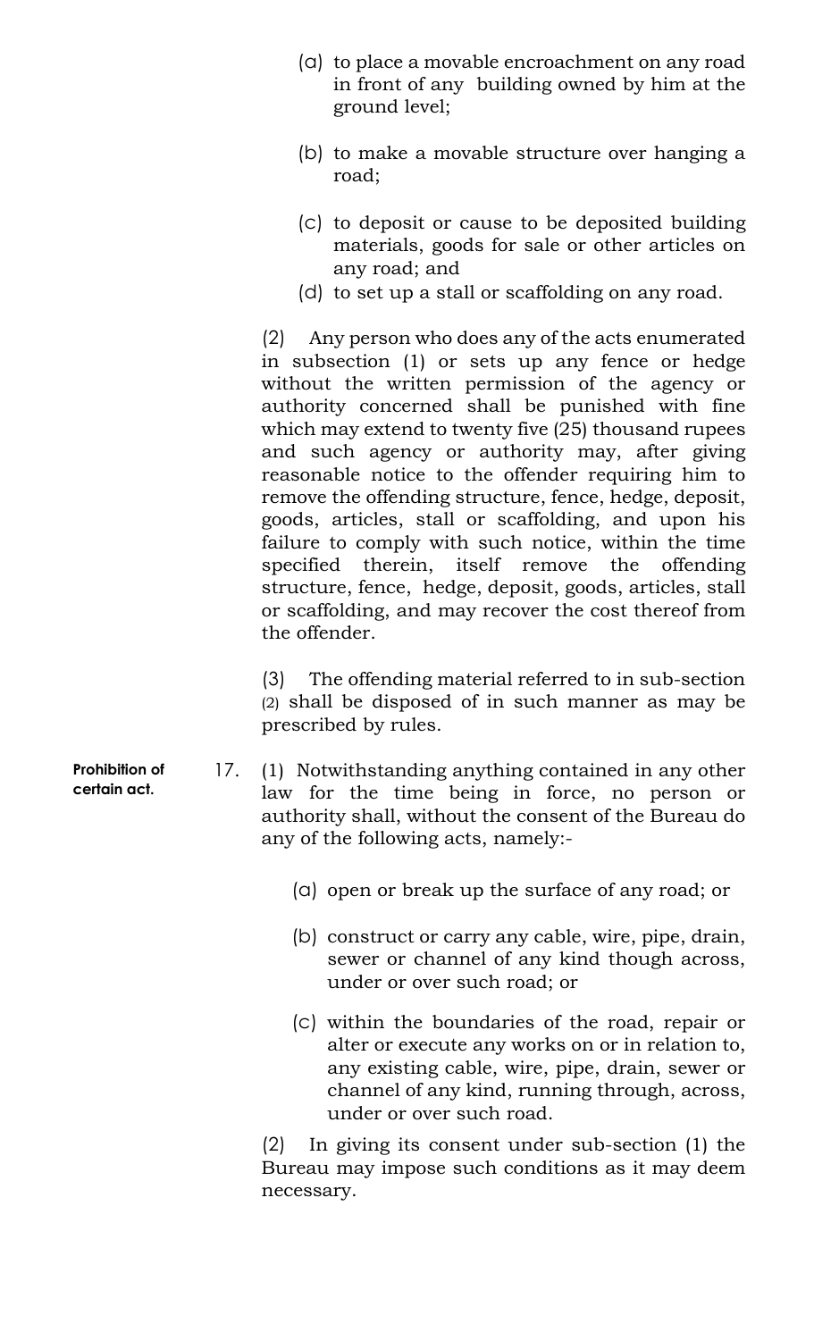(a) to place a movable encroachment on any road in front of any building owned by him at the ground level;

(b) to make a movable structure over hanging a road;

(c) to deposit or cause to be deposited building materials, goods for sale or other articles on any road; and

(d) to set up a stall or scaffolding on any road.

(2) Any person who does any of the acts enumerated in subsection (1) or sets up any fence or hedge without the written permission of the agency or authority concerned shall be punished with fine which may extend to twenty five (25) thousand rupees and such agency or authority may, after giving reasonable notice to the offender requiring him to remove the offending structure, fence, hedge, deposit, goods, articles, stall or scaffolding, and upon his failure to comply with such notice, within the time specified therein, itself remove the offending structure, fence, hedge, deposit, goods, articles, stall or scaffolding, and may recover the cost thereof from the offender.

(3) The offending material referred to in sub-section (2) shall be disposed of in such manner as may be prescribed by rules.

**Prohibition of certain act.**

17. (1) Notwithstanding anything contained in any other law for the time being in force, no person or authority shall, without the consent of the Bureau do any of the following acts, namely:-

(a) open or break up the surface of any road; or

(b) construct or carry any cable, wire, pipe, drain, sewer or channel of any kind though across, under or over such road; or

(c) within the boundaries of the road, repair or alter or execute any works on or in relation to, any existing cable, wire, pipe, drain, sewer or channel of any kind, running through, across, under or over such road.

(2) In giving its consent under sub-section (1) the Bureau may impose such conditions as it may deem necessary.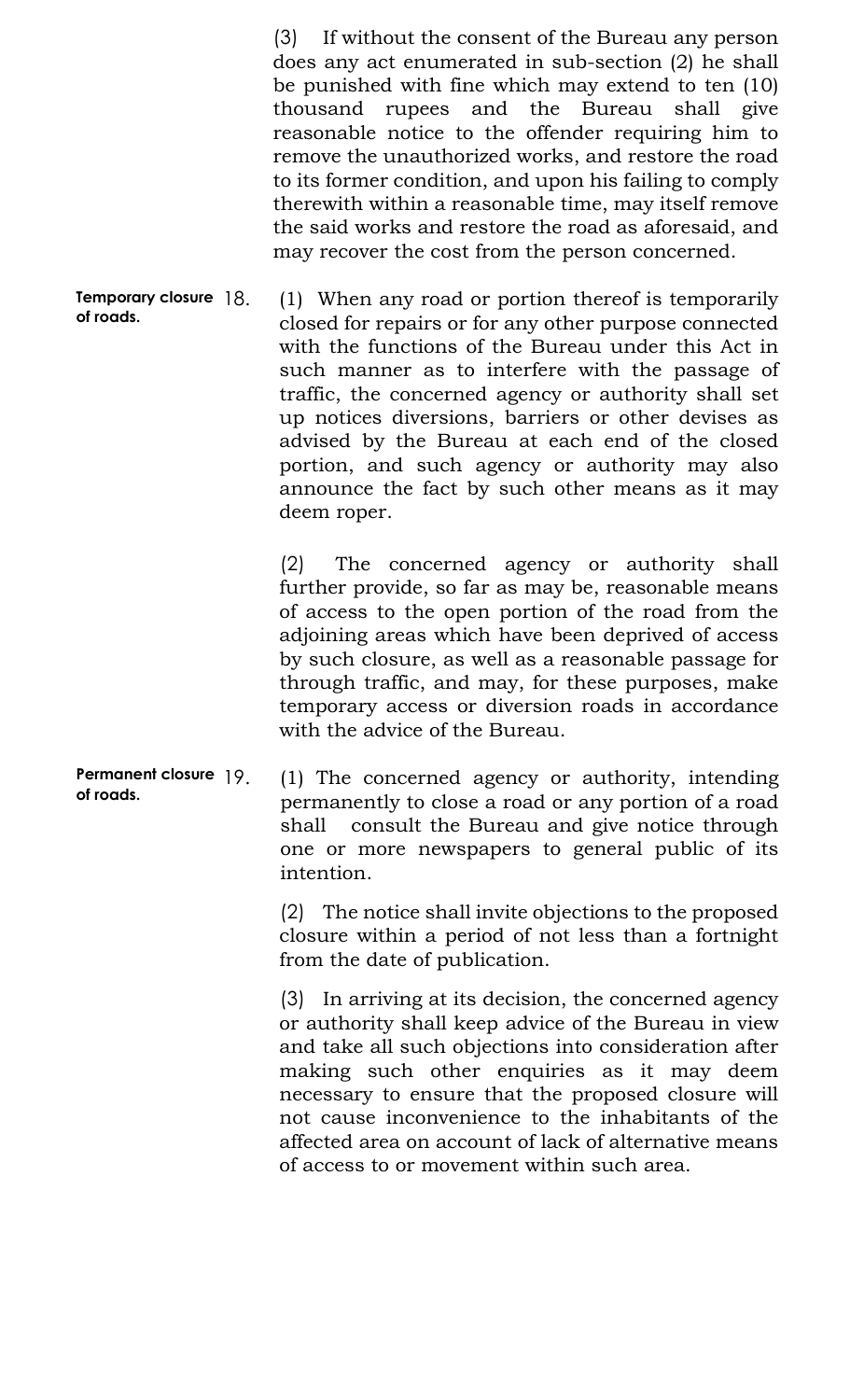(3) If without the consent of the Bureau any person does any act enumerated in sub-section (2) he shall be punished with fine which may extend to ten (10) thousand rupees and the Bureau shall give reasonable notice to the offender requiring him to remove the unauthorized works, and restore the road to its former condition, and upon his failing to comply therewith within a reasonable time, may itself remove the said works and restore the road as aforesaid, and may recover the cost from the person concerned.

**Temporary closure of roads.**

18. (1) When any road or portion thereof is temporarily closed for repairs or for any other purpose connected with the functions of the Bureau under this Act in such manner as to interfere with the passage of traffic, the concerned agency or authority shall set up notices diversions, barriers or other devises as advised by the Bureau at each end of the closed portion, and such agency or authority may also announce the fact by such other means as it may deem roper.

(2) The concerned agency or authority shall further provide, so far as may be, reasonable means of access to the open portion of the road from the adjoining areas which have been deprived of access by such closure, as well as a reasonable passage for through traffic, and may, for these purposes, make temporary access or diversion roads in accordance with the advice of the Bureau.

**Permanent closure of roads.**

19. (1) The concerned agency or authority, intending permanently to close a road or any portion of a road shall consult the Bureau and give notice through one or more newspapers to general public of its intention.

(2) The notice shall invite objections to the proposed closure within a period of not less than a fortnight from the date of publication.

(3) In arriving at its decision, the concerned agency or authority shall keep advice of the Bureau in view and take all such objections into consideration after making such other enquiries as it may deem necessary to ensure that the proposed closure will not cause inconvenience to the inhabitants of the affected area on account of lack of alternative means of access to or movement within such area.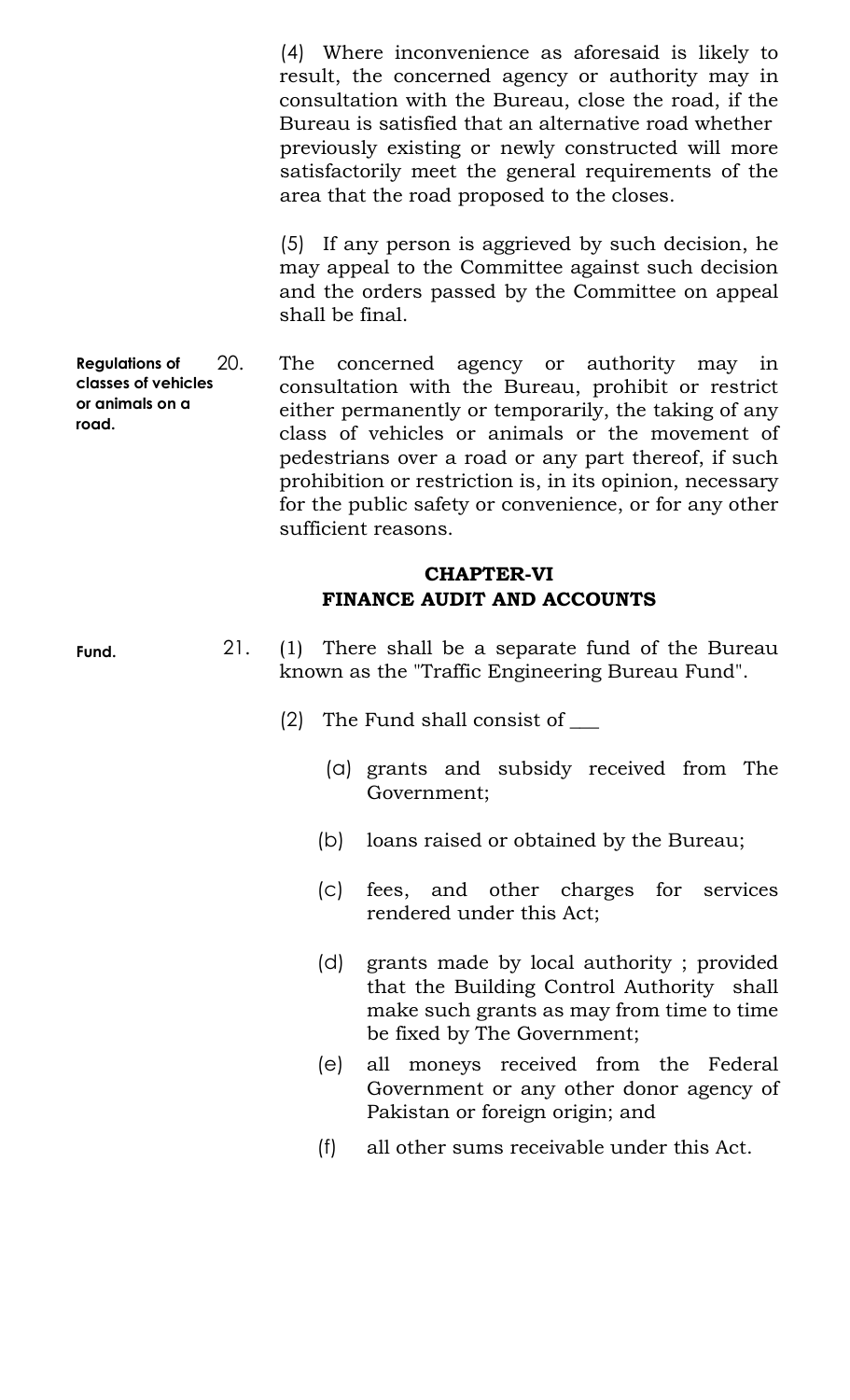(4) Where inconvenience as aforesaid is likely to result, the concerned agency or authority may in consultation with the Bureau, close the road, if the Bureau is satisfied that an alternative road whether previously existing or newly constructed will more satisfactorily meet the general requirements of the area that the road proposed to the closes.

(5) If any person is aggrieved by such decision, he may appeal to the Committee against such decision and the orders passed by the Committee on appeal shall be final.

**Regulations of classes of vehicles or animals on a road.**

20. The concerned agency or authority may in consultation with the Bureau, prohibit or restrict either permanently or temporarily, the taking of any class of vehicles or animals or the movement of pedestrians over a road or any part thereof, if such prohibition or restriction is, in its opinion, necessary for the public safety or convenience, or for any other sufficient reasons.

## CHAPTER-VI
## FINANCE AUDIT AND ACCOUNTS

**Fund.**

21. (1) There shall be a separate fund of the Bureau known as the "Traffic Engineering Bureau Fund".

(2) The Fund shall consist of ___

(a) grants and subsidy received from The Government;

(b) loans raised or obtained by the Bureau;

(c) fees, and other charges for services rendered under this Act;

(d) grants made by local authority ; provided that the Building Control Authority shall make such grants as may from time to time be fixed by The Government;

(e) all moneys received from the Federal Government or any other donor agency of Pakistan or foreign origin; and

(f) all other sums receivable under this Act.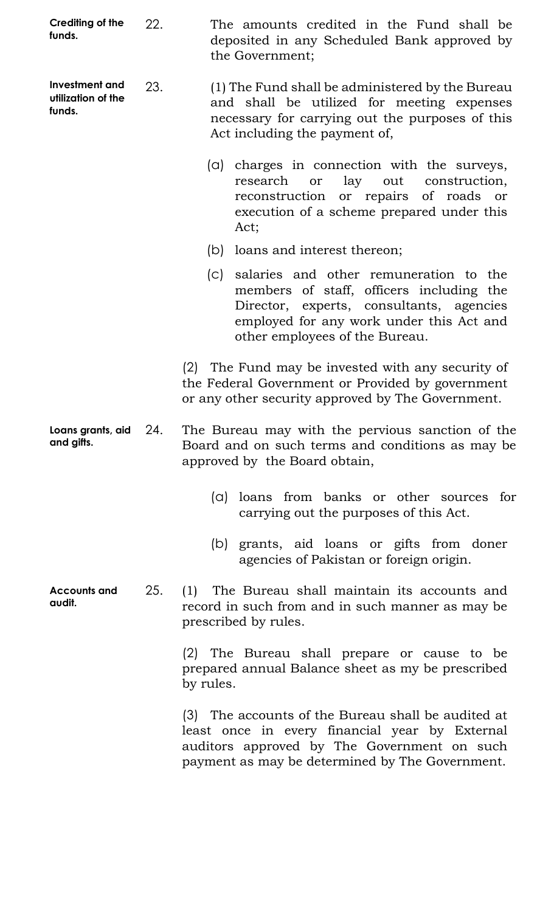**Crediting of the funds.**

22. The amounts credited in the Fund shall be deposited in any Scheduled Bank approved by the Government;

**Investment and utilization of the funds.**

23. (1) The Fund shall be administered by the Bureau and shall be utilized for meeting expenses necessary for carrying out the purposes of this Act including the payment of,

(a) charges in connection with the surveys, research or lay out construction, reconstruction or repairs of roads or execution of a scheme prepared under this Act;

(b) loans and interest thereon;

(c) salaries and other remuneration to the members of staff, officers including the Director, experts, consultants, agencies employed for any work under this Act and other employees of the Bureau.

(2) The Fund may be invested with any security of the Federal Government or Provided by government or any other security approved by The Government.

**Loans grants, aid and gifts.**

24. The Bureau may with the pervious sanction of the Board and on such terms and conditions as may be approved by the Board obtain,

(a) loans from banks or other sources for carrying out the purposes of this Act.

(b) grants, aid loans or gifts from doner agencies of Pakistan or foreign origin.

**Accounts and audit.**

25. (1) The Bureau shall maintain its accounts and record in such from and in such manner as may be prescribed by rules.

(2) The Bureau shall prepare or cause to be prepared annual Balance sheet as my be prescribed by rules.

(3) The accounts of the Bureau shall be audited at least once in every financial year by External auditors approved by The Government on such payment as may be determined by The Government.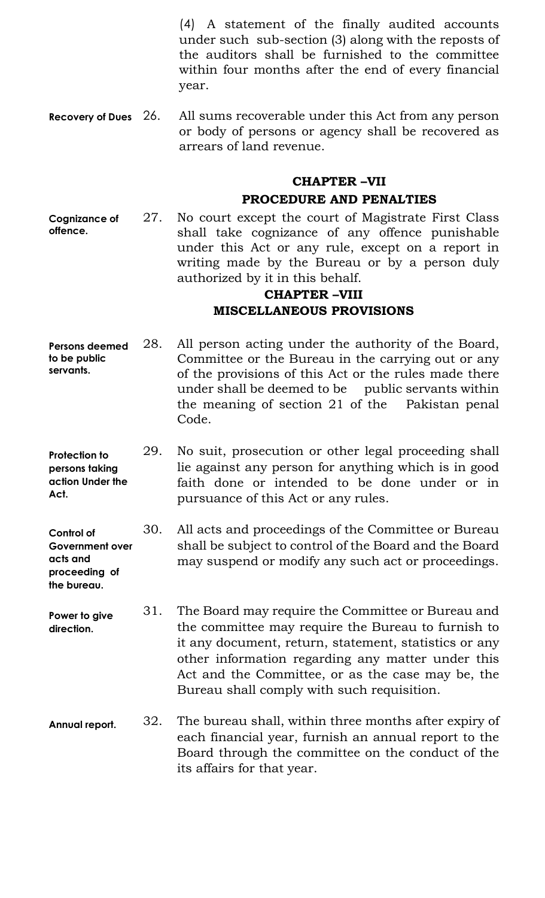(4) A statement of the finally audited accounts under such sub-section (3) along with the reposts of the auditors shall be furnished to the committee within four months after the end of every financial year.

**Recovery of Dues** 26. All sums recoverable under this Act from any person or body of persons or agency shall be recovered as arrears of land revenue.

## CHAPTER –VII
## PROCEDURE AND PENALTIES

**Cognizance of offence.** 27. No court except the court of Magistrate First Class shall take cognizance of any offence punishable under this Act or any rule, except on a report in writing made by the Bureau or by a person duly authorized by it in this behalf.

## CHAPTER –VIII
## MISCELLANEOUS PROVISIONS

**Persons deemed to be public servants.** 28. All person acting under the authority of the Board, Committee or the Bureau in the carrying out or any of the provisions of this Act or the rules made there under shall be deemed to be public servants within the meaning of section 21 of the Pakistan penal Code.

**Protection to persons taking action Under the Act.** 29. No suit, prosecution or other legal proceeding shall lie against any person for anything which is in good faith done or intended to be done under or in pursuance of this Act or any rules.

**Control of Government over acts and proceeding of the bureau.** 30. All acts and proceedings of the Committee or Bureau shall be subject to control of the Board and the Board may suspend or modify any such act or proceedings.

**Power to give direction.** 31. The Board may require the Committee or Bureau and the committee may require the Bureau to furnish to it any document, return, statement, statistics or any other information regarding any matter under this Act and the Committee, or as the case may be, the Bureau shall comply with such requisition.

**Annual report.** 32. The bureau shall, within three months after expiry of each financial year, furnish an annual report to the Board through the committee on the conduct of the its affairs for that year.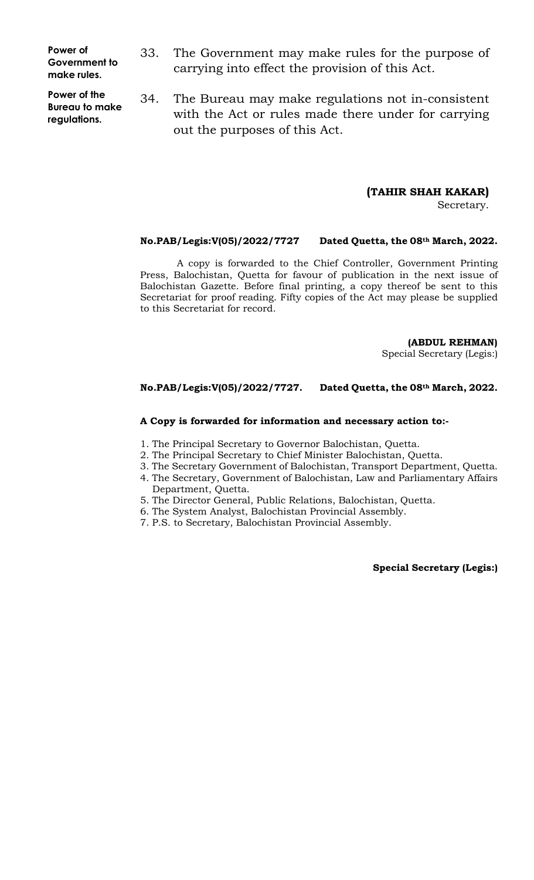**Power of Government to make rules.**

33. The Government may make rules for the purpose of carrying into effect the provision of this Act.

**Power of the Bureau to make regulations.**

34. The Bureau may make regulations not in-consistent with the Act or rules made there under for carrying out the purposes of this Act.

**(TAHIR SHAH KAKAR)**
Secretary.

**No.PAB/Legis:V(05)/2022/7727 Dated Quetta, the 08th March, 2022.**

A copy is forwarded to the Chief Controller, Government Printing Press, Balochistan, Quetta for favour of publication in the next issue of Balochistan Gazette. Before final printing, a copy thereof be sent to this Secretariat for proof reading. Fifty copies of the Act may please be supplied to this Secretariat for record.

**(ABDUL REHMAN)**
Special Secretary (Legis:)

**No.PAB/Legis:V(05)/2022/7727. Dated Quetta, the 08th March, 2022.**

**A Copy is forwarded for information and necessary action to:-**

1. The Principal Secretary to Governor Balochistan, Quetta.
2. The Principal Secretary to Chief Minister Balochistan, Quetta.
3. The Secretary Government of Balochistan, Transport Department, Quetta.
4. The Secretary, Government of Balochistan, Law and Parliamentary Affairs Department, Quetta.
5. The Director General, Public Relations, Balochistan, Quetta.
6. The System Analyst, Balochistan Provincial Assembly.
7. P.S. to Secretary, Balochistan Provincial Assembly.

**Special Secretary (Legis:)**